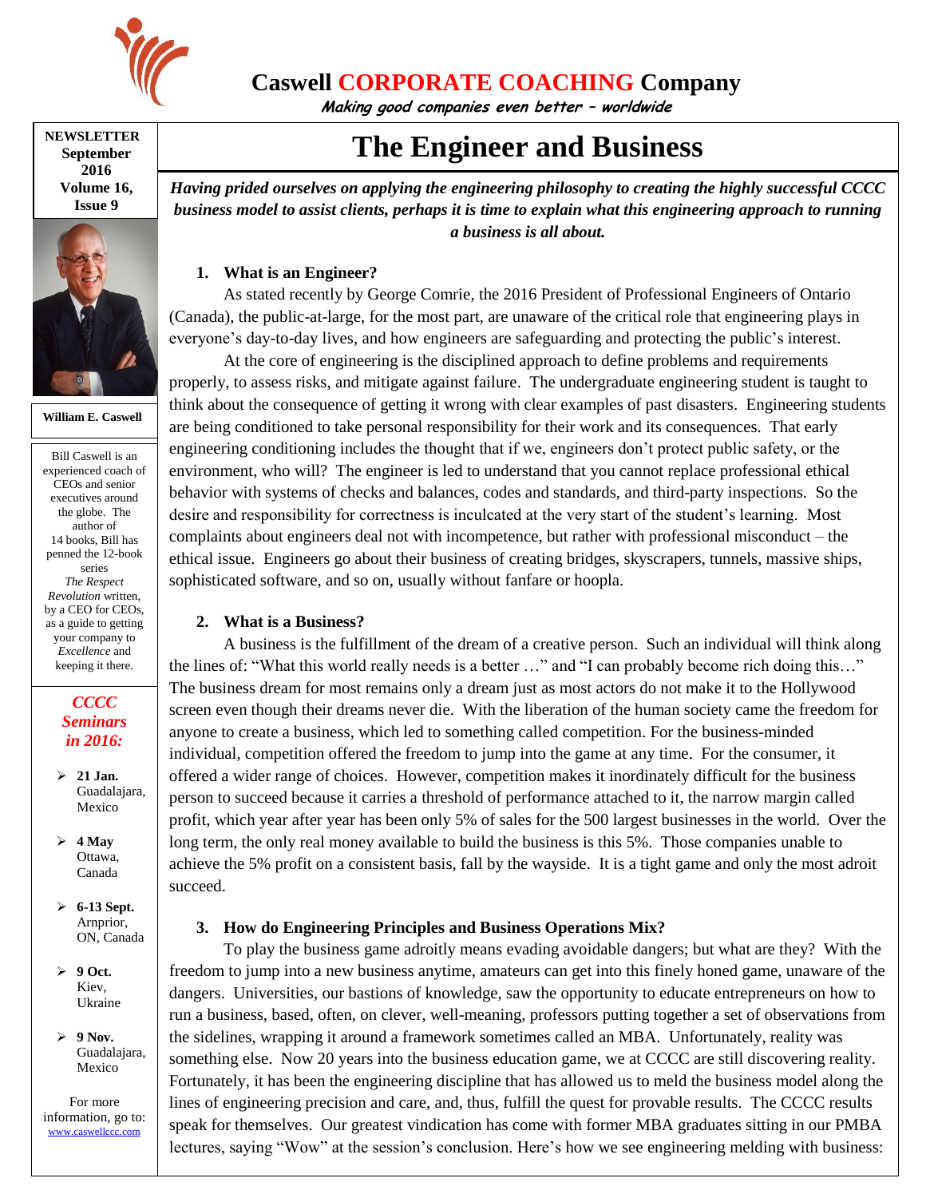**Caswell CORPORATE COACHING Company**

*Making good companies even better – worldwide*

**NEWSLETTER**
**September 2016**
**Volume 16, Issue 9**

**William E. Caswell**

Bill Caswell is an experienced coach of CEOs and senior executives around the globe. The author of 14 books, Bill has penned the 12-book series *The Respect Revolution* written, by a CEO for CEOs, as a guide to getting your company to *Excellence* and keeping it there.

***CCCC Seminars in 2016:***

- **21 Jan.** Guadalajara, Mexico
- **4 May** Ottawa, Canada
- **6-13 Sept.** Arnprior, ON, Canada
- **9 Oct.** Kiev, Ukraine
- **9 Nov.** Guadalajara, Mexico

For more information, go to: www.caswellccc.com

# The Engineer and Business

***Having prided ourselves on applying the engineering philosophy to creating the highly successful CCCC business model to assist clients, perhaps it is time to explain what this engineering approach to running a business is all about.***

## 1. What is an Engineer?

As stated recently by George Comrie, the 2016 President of Professional Engineers of Ontario (Canada), the public-at-large, for the most part, are unaware of the critical role that engineering plays in everyone's day-to-day lives, and how engineers are safeguarding and protecting the public's interest.

At the core of engineering is the disciplined approach to define problems and requirements properly, to assess risks, and mitigate against failure. The undergraduate engineering student is taught to think about the consequence of getting it wrong with clear examples of past disasters. Engineering students are being conditioned to take personal responsibility for their work and its consequences. That early engineering conditioning includes the thought that if we, engineers don't protect public safety, or the environment, who will? The engineer is led to understand that you cannot replace professional ethical behavior with systems of checks and balances, codes and standards, and third-party inspections. So the desire and responsibility for correctness is inculcated at the very start of the student's learning. Most complaints about engineers deal not with incompetence, but rather with professional misconduct – the ethical issue. Engineers go about their business of creating bridges, skyscrapers, tunnels, massive ships, sophisticated software, and so on, usually without fanfare or hoopla.

## 2. What is a Business?

A business is the fulfillment of the dream of a creative person. Such an individual will think along the lines of: "What this world really needs is a better …" and "I can probably become rich doing this…" The business dream for most remains only a dream just as most actors do not make it to the Hollywood screen even though their dreams never die. With the liberation of the human society came the freedom for anyone to create a business, which led to something called competition. For the business-minded individual, competition offered the freedom to jump into the game at any time. For the consumer, it offered a wider range of choices. However, competition makes it inordinately difficult for the business person to succeed because it carries a threshold of performance attached to it, the narrow margin called profit, which year after year has been only 5% of sales for the 500 largest businesses in the world. Over the long term, the only real money available to build the business is this 5%. Those companies unable to achieve the 5% profit on a consistent basis, fall by the wayside. It is a tight game and only the most adroit succeed.

## 3. How do Engineering Principles and Business Operations Mix?

To play the business game adroitly means evading avoidable dangers; but what are they? With the freedom to jump into a new business anytime, amateurs can get into this finely honed game, unaware of the dangers. Universities, our bastions of knowledge, saw the opportunity to educate entrepreneurs on how to run a business, based, often, on clever, well-meaning, professors putting together a set of observations from the sidelines, wrapping it around a framework sometimes called an MBA. Unfortunately, reality was something else. Now 20 years into the business education game, we at CCCC are still discovering reality. Fortunately, it has been the engineering discipline that has allowed us to meld the business model along the lines of engineering precision and care, and, thus, fulfill the quest for provable results. The CCCC results speak for themselves. Our greatest vindication has come with former MBA graduates sitting in our PMBA lectures, saying "Wow" at the session's conclusion. Here's how we see engineering melding with business: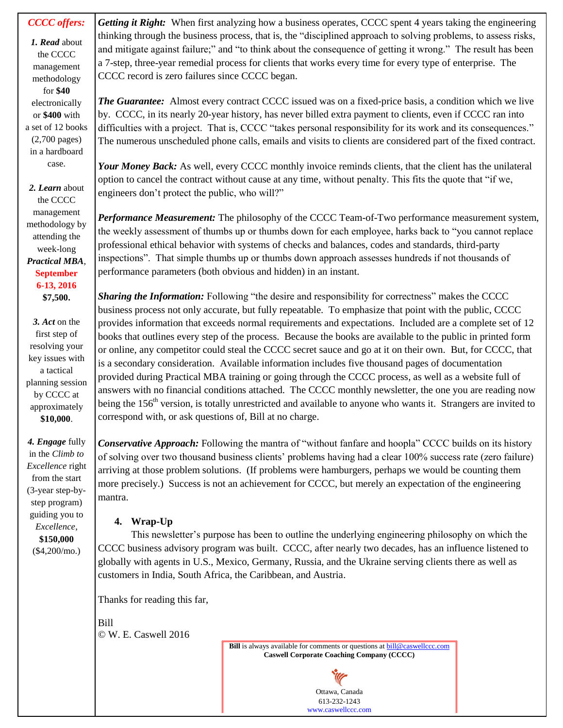***CCCC offers:***

***1. Read*** about the CCCC management methodology for **$40** electronically or **$400** with a set of 12 books (2,700 pages) in a hardboard case.

***2. Learn*** about the CCCC management methodology by attending the week-long ***Practical MBA***, **September 6-13, 2016** **$7,500.**

***3. Act*** on the first step of resolving your key issues with a tactical planning session by CCCC at approximately **$10,000**.

***4. Engage*** fully in the *Climb to Excellence* right from the start (3-year step-by-step program) guiding you to *Excellence*, **$150,000** ($4,200/mo.)

***Getting it Right:*** When first analyzing how a business operates, CCCC spent 4 years taking the engineering thinking through the business process, that is, the "disciplined approach to solving problems, to assess risks, and mitigate against failure;" and "to think about the consequence of getting it wrong." The result has been a 7-step, three-year remedial process for clients that works every time for every type of enterprise. The CCCC record is zero failures since CCCC began.

***The Guarantee:*** Almost every contract CCCC issued was on a fixed-price basis, a condition which we live by. CCCC, in its nearly 20-year history, has never billed extra payment to clients, even if CCCC ran into difficulties with a project. That is, CCCC "takes personal responsibility for its work and its consequences." The numerous unscheduled phone calls, emails and visits to clients are considered part of the fixed contract.

***Your Money Back:*** As well, every CCCC monthly invoice reminds clients, that the client has the unilateral option to cancel the contract without cause at any time, without penalty. This fits the quote that "if we, engineers don't protect the public, who will?"

***Performance Measurement:*** The philosophy of the CCCC Team-of-Two performance measurement system, the weekly assessment of thumbs up or thumbs down for each employee, harks back to "you cannot replace professional ethical behavior with systems of checks and balances, codes and standards, third-party inspections". That simple thumbs up or thumbs down approach assesses hundreds if not thousands of performance parameters (both obvious and hidden) in an instant.

***Sharing the Information:*** Following "the desire and responsibility for correctness" makes the CCCC business process not only accurate, but fully repeatable. To emphasize that point with the public, CCCC provides information that exceeds normal requirements and expectations. Included are a complete set of 12 books that outlines every step of the process. Because the books are available to the public in printed form or online, any competitor could steal the CCCC secret sauce and go at it on their own. But, for CCCC, that is a secondary consideration. Available information includes five thousand pages of documentation provided during Practical MBA training or going through the CCCC process, as well as a website full of answers with no financial conditions attached. The CCCC monthly newsletter, the one you are reading now being the 156th version, is totally unrestricted and available to anyone who wants it. Strangers are invited to correspond with, or ask questions of, Bill at no charge.

***Conservative Approach:*** Following the mantra of "without fanfare and hoopla" CCCC builds on its history of solving over two thousand business clients' problems having had a clear 100% success rate (zero failure) arriving at those problem solutions. (If problems were hamburgers, perhaps we would be counting them more precisely.) Success is not an achievement for CCCC, but merely an expectation of the engineering mantra.

## 4. Wrap-Up

This newsletter's purpose has been to outline the underlying engineering philosophy on which the CCCC business advisory program was built. CCCC, after nearly two decades, has an influence listened to globally with agents in U.S., Mexico, Germany, Russia, and the Ukraine serving clients there as well as customers in India, South Africa, the Caribbean, and Austria.

Thanks for reading this far,

Bill
© W. E. Caswell 2016

**Bill** is always available for comments or questions at bill@caswellccc.com
**Caswell Corporate Coaching Company (CCCC)**

Ottawa, Canada
613-232-1243
www.caswellccc.com